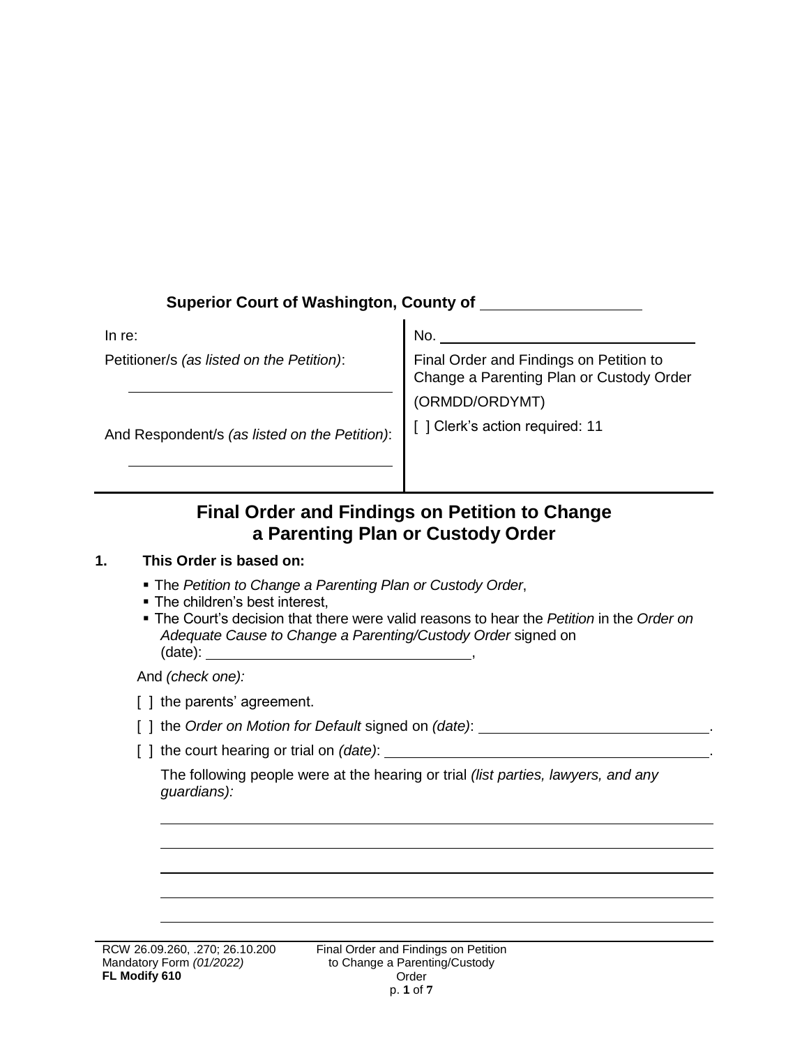**Superior Court of Washington, County of** ___________________

| In re: | No. ___________________ |
| --- | --- |
| Petitioner/s *(as listed on the Petition)*: ___________________ | Final Order and Findings on Petition to Change a Parenting Plan or Custody Order (ORMDD/ORDYMT) |
| And Respondent/s *(as listed on the Petition)*: ___________________ | [ ] Clerk's action required: 11 |

# Final Order and Findings on Petition to Change a Parenting Plan or Custody Order

**1. This Order is based on:**

- The *Petition to Change a Parenting Plan or Custody Order*,
- The children's best interest,
- The Court's decision that there were valid reasons to hear the *Petition* in the *Order on Adequate Cause to Change a Parenting/Custody Order* signed on (date): ___________________,

And *(check one):*

[ ] the parents' agreement.

[ ] the *Order on Motion for Default* signed on *(date)*: ___________________.

[ ] the court hearing or trial on *(date)*: ___________________.

The following people were at the hearing or trial *(list parties, lawyers, and any guardians):*

___________________

___________________

___________________

___________________

___________________

RCW 26.09.260, .270; 26.10.200
Mandatory Form *(01/2022)*
**FL Modify 610**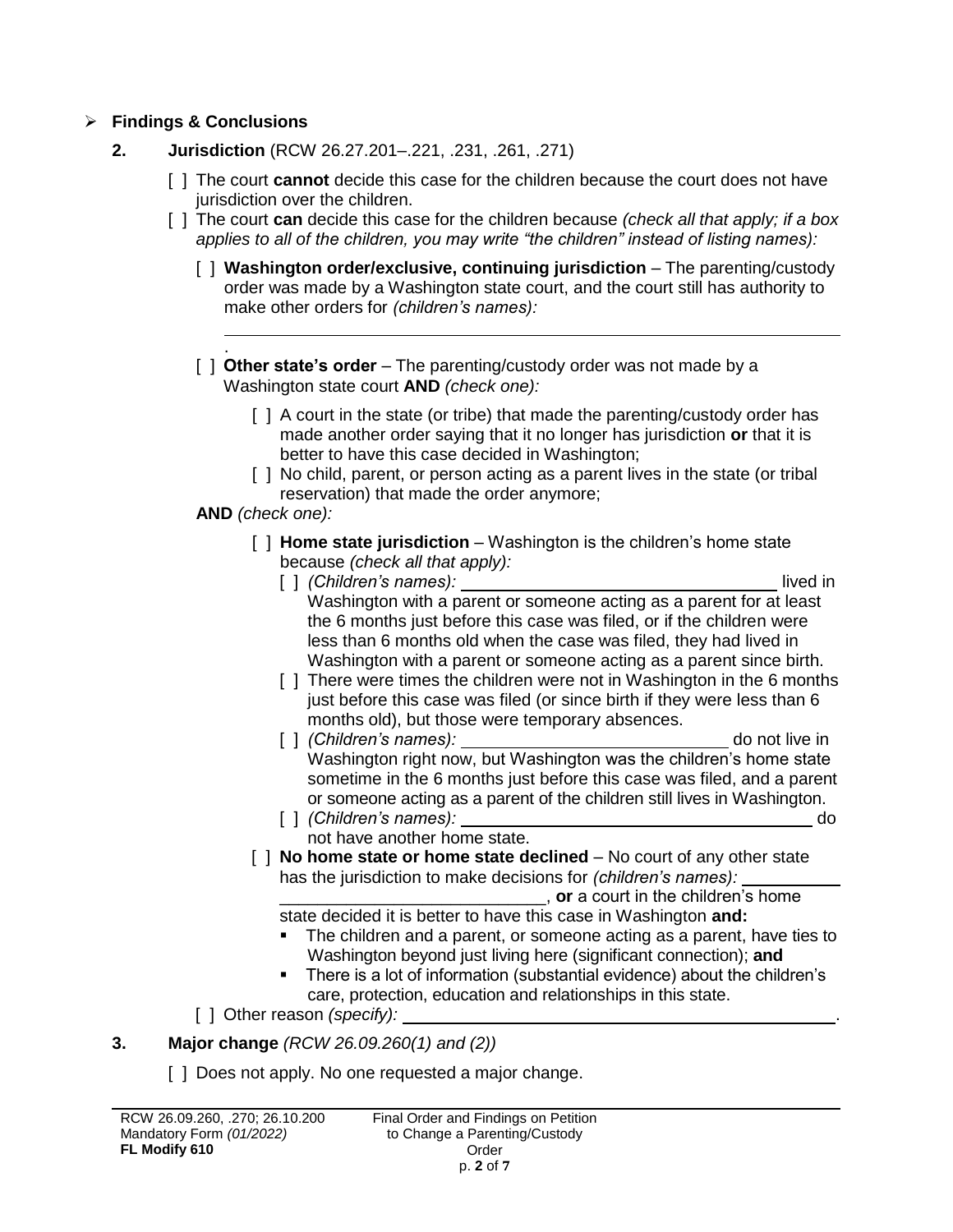- **Findings & Conclusions**

**2. Jurisdiction** (RCW 26.27.201–.221, .231, .261, .271)

[ ] The court **cannot** decide this case for the children because the court does not have jurisdiction over the children.

[ ] The court **can** decide this case for the children because *(check all that apply; if a box applies to all of the children, you may write "the children" instead of listing names):*

[ ] **Washington order/exclusive, continuing jurisdiction** – The parenting/custody order was made by a Washington state court, and the court still has authority to make other orders for *(children's names):* ______________________________________________.

[ ] **Other state's order** – The parenting/custody order was not made by a Washington state court **AND** *(check one):*

[ ] A court in the state (or tribe) that made the parenting/custody order has made another order saying that it no longer has jurisdiction **or** that it is better to have this case decided in Washington;

[ ] No child, parent, or person acting as a parent lives in the state (or tribal reservation) that made the order anymore;

**AND** *(check one):*

[ ] **Home state jurisdiction** – Washington is the children's home state because *(check all that apply):*

[ ] *(Children's names):* ______________________ lived in Washington with a parent or someone acting as a parent for at least the 6 months just before this case was filed, or if the children were less than 6 months old when the case was filed, they had lived in Washington with a parent or someone acting as a parent since birth.

[ ] There were times the children were not in Washington in the 6 months just before this case was filed (or since birth if they were less than 6 months old), but those were temporary absences.

[ ] *(Children's names):* ______________________ do not live in Washington right now, but Washington was the children's home state sometime in the 6 months just before this case was filed, and a parent or someone acting as a parent of the children still lives in Washington.

[ ] *(Children's names):* ______________________ do not have another home state.

[ ] **No home state or home state declined** – No court of any other state has the jurisdiction to make decisions for *(children's names):* ______________________________________, **or** a court in the children's home state decided it is better to have this case in Washington **and:**

- The children and a parent, or someone acting as a parent, have ties to Washington beyond just living here (significant connection); **and**
- There is a lot of information (substantial evidence) about the children's care, protection, education and relationships in this state.

[ ] Other reason *(specify):* ______________________________________.

**3. Major change** *(RCW 26.09.260(1) and (2))*

[ ] Does not apply. No one requested a major change.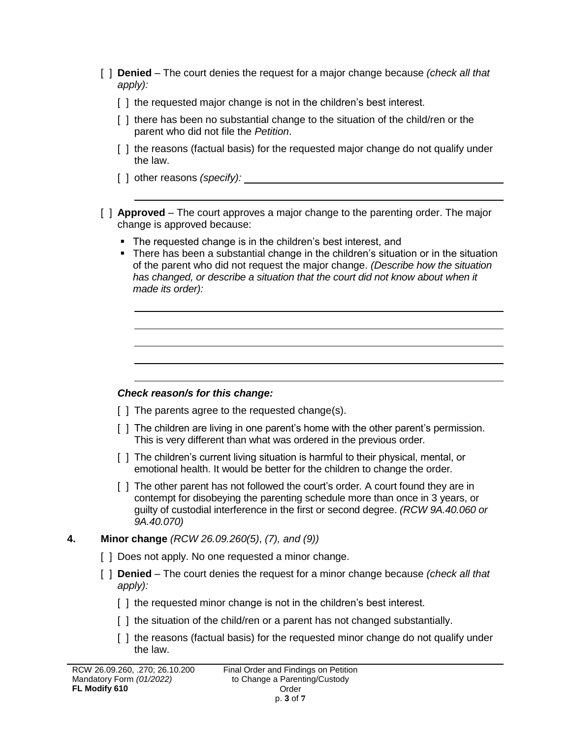[ ] **Denied** – The court denies the request for a major change because *(check all that apply):*

[ ] the requested major change is not in the children's best interest.

[ ] there has been no substantial change to the situation of the child/ren or the parent who did not file the *Petition*.

[ ] the reasons (factual basis) for the requested major change do not qualify under the law.

[ ] other reasons *(specify):* ______________________________________________

______________________________________________

[ ] **Approved** – The court approves a major change to the parenting order. The major change is approved because:

- The requested change is in the children's best interest, and
- There has been a substantial change in the children's situation or in the situation of the parent who did not request the major change. *(Describe how the situation has changed, or describe a situation that the court did not know about when it made its order):*

______________________________________________

______________________________________________

______________________________________________

______________________________________________

______________________________________________

***Check reason/s for this change:***

[ ] The parents agree to the requested change(s).

[ ] The children are living in one parent's home with the other parent's permission. This is very different than what was ordered in the previous order.

[ ] The children's current living situation is harmful to their physical, mental, or emotional health. It would be better for the children to change the order.

[ ] The other parent has not followed the court's order. A court found they are in contempt for disobeying the parenting schedule more than once in 3 years, or guilty of custodial interference in the first or second degree. *(RCW 9A.40.060 or 9A.40.070)*

**4. Minor change** *(RCW 26.09.260(5), (7), and (9))*

[ ] Does not apply. No one requested a minor change.

[ ] **Denied** – The court denies the request for a minor change because *(check all that apply):*

[ ] the requested minor change is not in the children's best interest.

[ ] the situation of the child/ren or a parent has not changed substantially.

[ ] the reasons (factual basis) for the requested minor change do not qualify under the law.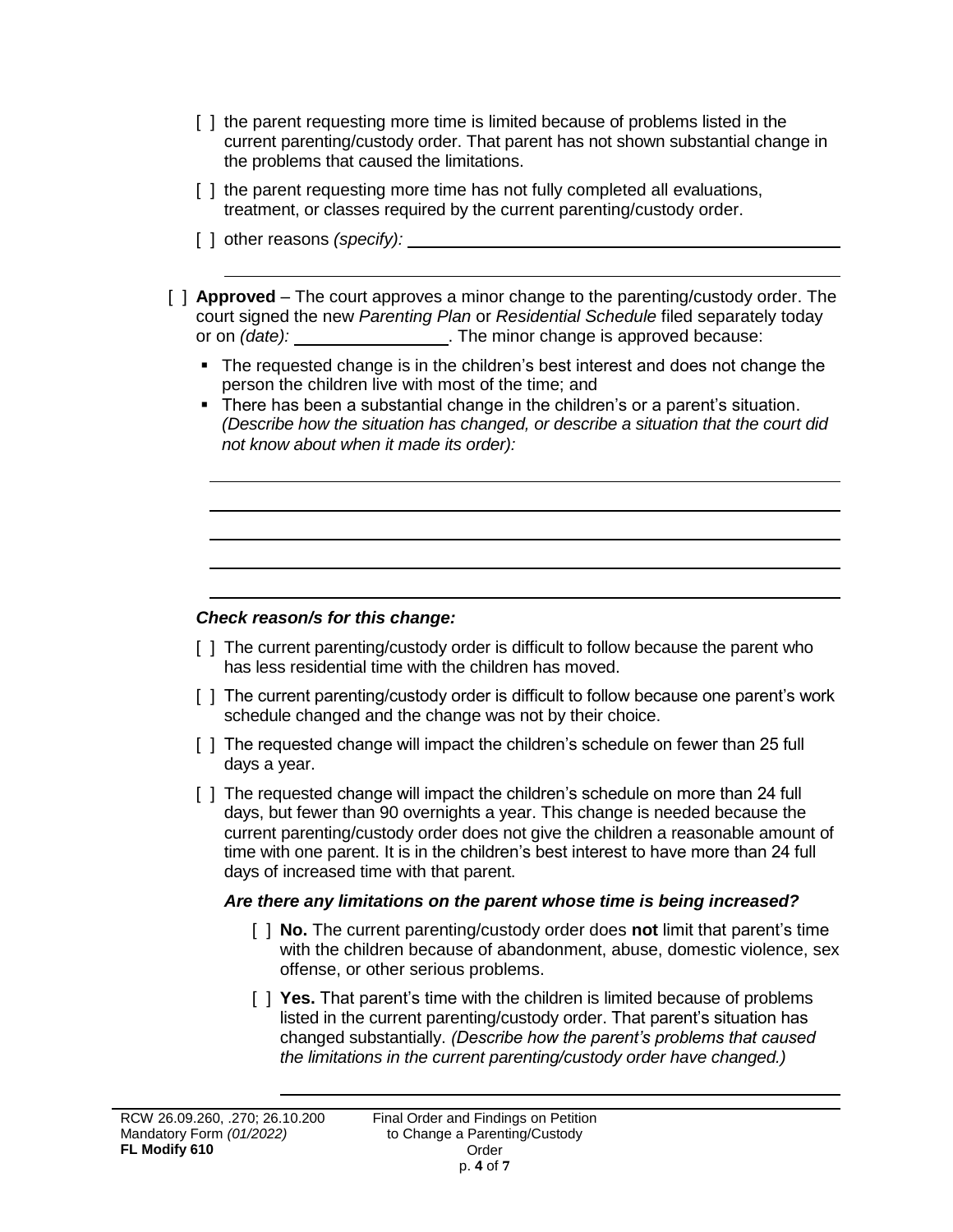- [ ] the parent requesting more time is limited because of problems listed in the current parenting/custody order. That parent has not shown substantial change in the problems that caused the limitations.
- [ ] the parent requesting more time has not fully completed all evaluations, treatment, or classes required by the current parenting/custody order.
- [ ] other reasons *(specify):* ______________________________

  ______________________________

[ ] **Approved** – The court approves a minor change to the parenting/custody order. The court signed the new *Parenting Plan* or *Residential Schedule* filed separately today or on *(date):* ______________. The minor change is approved because:

- The requested change is in the children's best interest and does not change the person the children live with most of the time; and
- There has been a substantial change in the children's or a parent's situation. *(Describe how the situation has changed, or describe a situation that the court did not know about when it made its order):*

______________________________

______________________________

______________________________

______________________________

______________________________

***Check reason/s for this change:***

- [ ] The current parenting/custody order is difficult to follow because the parent who has less residential time with the children has moved.
- [ ] The current parenting/custody order is difficult to follow because one parent's work schedule changed and the change was not by their choice.
- [ ] The requested change will impact the children's schedule on fewer than 25 full days a year.
- [ ] The requested change will impact the children's schedule on more than 24 full days, but fewer than 90 overnights a year. This change is needed because the current parenting/custody order does not give the children a reasonable amount of time with one parent. It is in the children's best interest to have more than 24 full days of increased time with that parent.

  ***Are there any limitations on the parent whose time is being increased?***

  - [ ] **No.** The current parenting/custody order does **not** limit that parent's time with the children because of abandonment, abuse, domestic violence, sex offense, or other serious problems.
  - [ ] **Yes.** That parent's time with the children is limited because of problems listed in the current parenting/custody order. That parent's situation has changed substantially. *(Describe how the parent's problems that caused the limitations in the current parenting/custody order have changed.)*

    ______________________________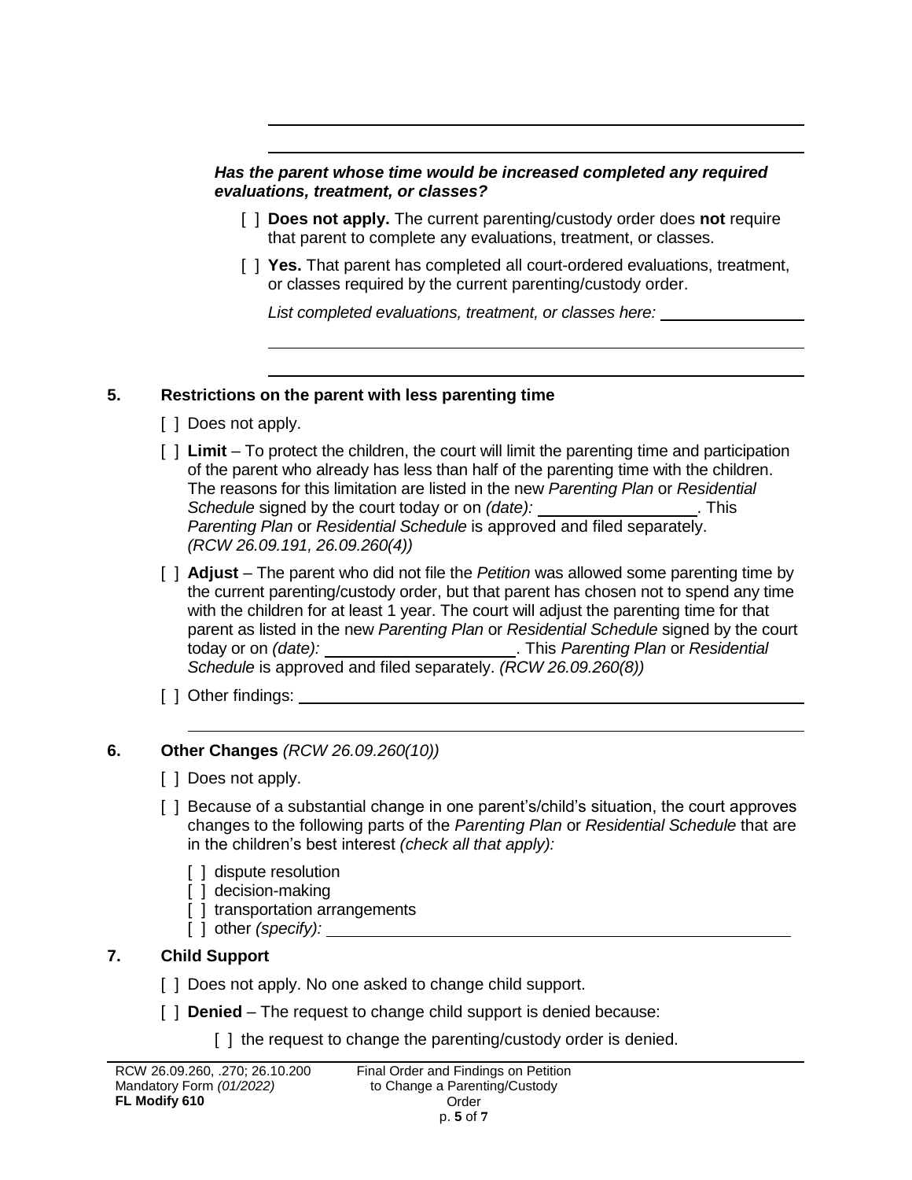*Has the parent whose time would be increased completed any required evaluations, treatment, or classes?*

- [ ] **Does not apply.** The current parenting/custody order does **not** require that parent to complete any evaluations, treatment, or classes.
- [ ] **Yes.** That parent has completed all court-ordered evaluations, treatment, or classes required by the current parenting/custody order.

  *List completed evaluations, treatment, or classes here:* \_\_\_\_\_\_\_\_\_\_\_\_\_\_\_\_

### 5. Restrictions on the parent with less parenting time

- [ ] Does not apply.
- [ ] **Limit** – To protect the children, the court will limit the parenting time and participation of the parent who already has less than half of the parenting time with the children. The reasons for this limitation are listed in the new *Parenting Plan* or *Residential Schedule* signed by the court today or on *(date):* \_\_\_\_\_\_\_\_\_\_\_\_\_\_\_\_. This *Parenting Plan* or *Residential Schedule* is approved and filed separately. *(RCW 26.09.191, 26.09.260(4))*
- [ ] **Adjust** – The parent who did not file the *Petition* was allowed some parenting time by the current parenting/custody order, but that parent has chosen not to spend any time with the children for at least 1 year. The court will adjust the parenting time for that parent as listed in the new *Parenting Plan* or *Residential Schedule* signed by the court today or on *(date):* \_\_\_\_\_\_\_\_\_\_\_\_\_\_\_\_. This *Parenting Plan* or *Residential Schedule* is approved and filed separately. *(RCW 26.09.260(8))*
- [ ] Other findings: \_\_\_\_\_\_\_\_\_\_\_\_\_\_\_\_

### 6. Other Changes *(RCW 26.09.260(10))*

- [ ] Does not apply.
- [ ] Because of a substantial change in one parent's/child's situation, the court approves changes to the following parts of the *Parenting Plan* or *Residential Schedule* that are in the children's best interest *(check all that apply):*
  - [ ] dispute resolution
  - [ ] decision-making
  - [ ] transportation arrangements
  - [ ] other *(specify):* \_\_\_\_\_\_\_\_\_\_\_\_\_\_\_\_

### 7. Child Support

- [ ] Does not apply. No one asked to change child support.
- [ ] **Denied** – The request to change child support is denied because:
  - [ ] the request to change the parenting/custody order is denied.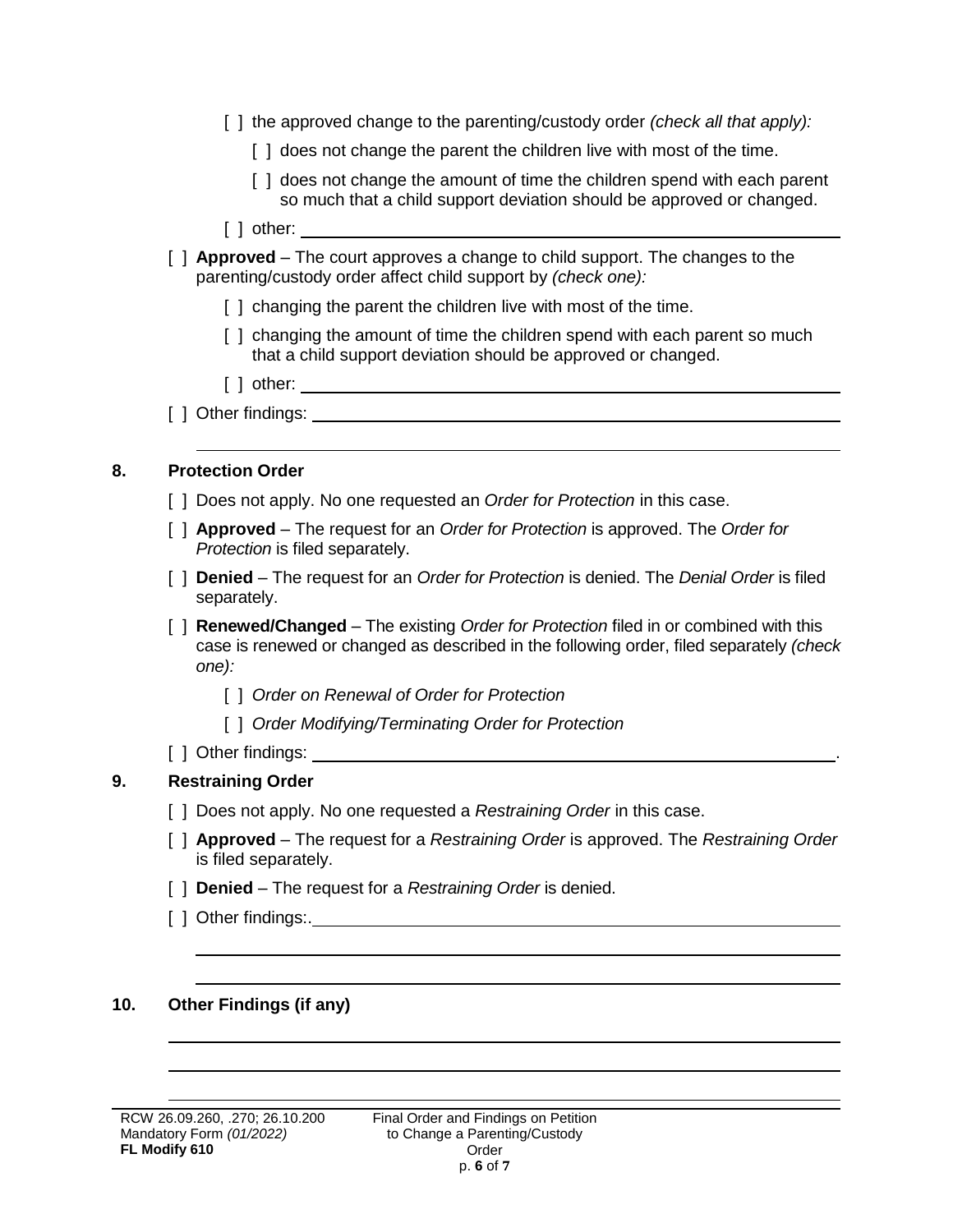- [ ] the approved change to the parenting/custody order *(check all that apply):*
  - [ ] does not change the parent the children live with most of the time.
  - [ ] does not change the amount of time the children spend with each parent so much that a child support deviation should be approved or changed.
- [ ] other: ______________________________

[ ] **Approved** – The court approves a change to child support. The changes to the parenting/custody order affect child support by *(check one):*

- [ ] changing the parent the children live with most of the time.
- [ ] changing the amount of time the children spend with each parent so much that a child support deviation should be approved or changed.
- [ ] other: ______________________________

[ ] Other findings: ______________________________

______________________________

## 8. Protection Order

[ ] Does not apply. No one requested an *Order for Protection* in this case.

[ ] **Approved** – The request for an *Order for Protection* is approved. The *Order for Protection* is filed separately.

[ ] **Denied** – The request for an *Order for Protection* is denied. The *Denial Order* is filed separately.

[ ] **Renewed/Changed** – The existing *Order for Protection* filed in or combined with this case is renewed or changed as described in the following order, filed separately *(check one):*

- [ ] *Order on Renewal of Order for Protection*
- [ ] *Order Modifying/Terminating Order for Protection*

[ ] Other findings: ______________________________.

## 9. Restraining Order

[ ] Does not apply. No one requested a *Restraining Order* in this case.

[ ] **Approved** – The request for a *Restraining Order* is approved. The *Restraining Order* is filed separately.

[ ] **Denied** – The request for a *Restraining Order* is denied.

[ ] Other findings:.______________________________

______________________________

______________________________

## 10. Other Findings (if any)

______________________________

______________________________

______________________________

RCW 26.09.260, .270; 26.10.200
Mandatory Form *(01/2022)*
**FL Modify 610**

Final Order and Findings on Petition to Change a Parenting/Custody Order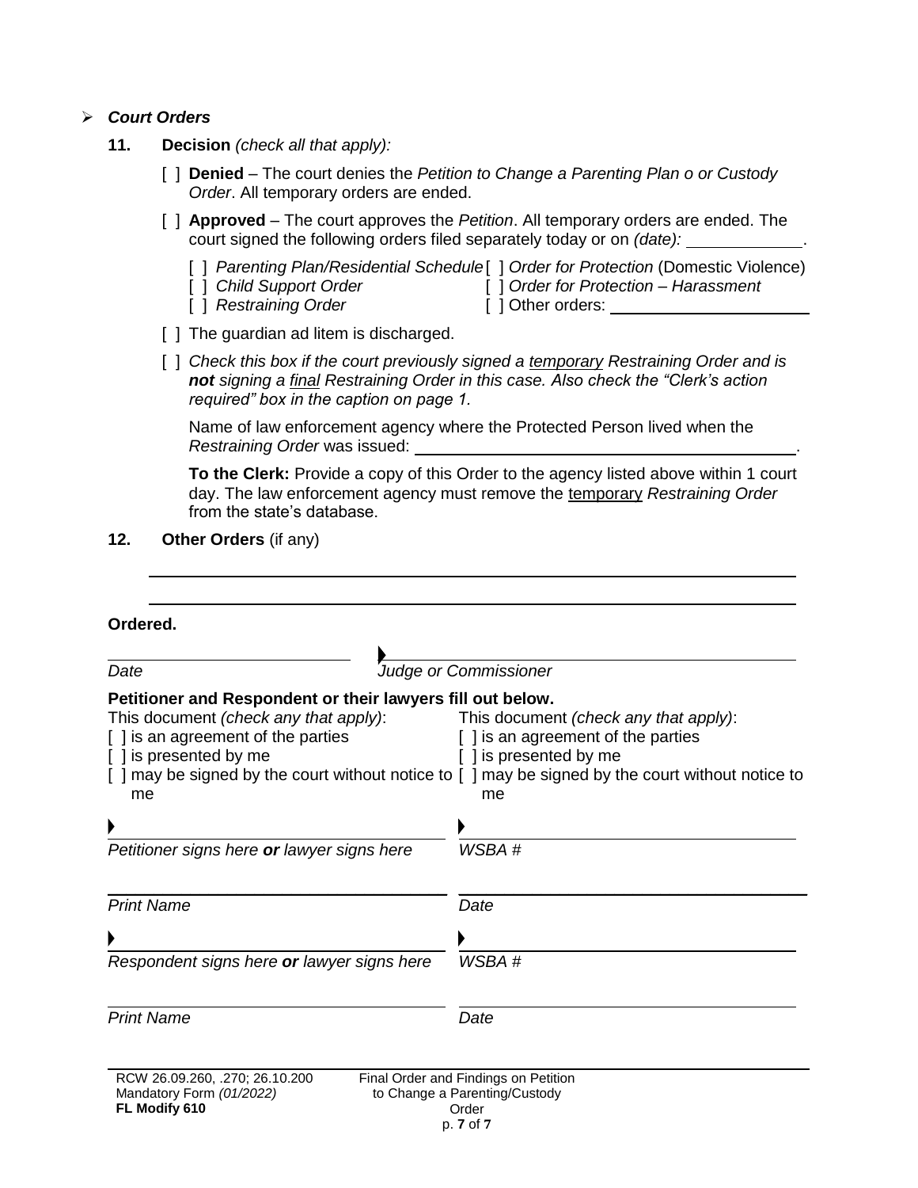- ***Court Orders***

**11. Decision** *(check all that apply):*

[ ] **Denied** – The court denies the *Petition to Change a Parenting Plan o or Custody Order*. All temporary orders are ended.

[ ] **Approved** – The court approves the *Petition*. All temporary orders are ended. The court signed the following orders filed separately today or on *(date):* ____________.

[ ] *Parenting Plan/Residential Schedule*
[ ] *Child Support Order*
[ ] *Restraining Order*
[ ] *Order for Protection* (Domestic Violence)
[ ] *Order for Protection – Harassment*
[ ] Other orders: ____________________

[ ] The guardian ad litem is discharged.

[ ] *Check this box if the court previously signed a temporary Restraining Order and is **not** signing a final Restraining Order in this case. Also check the "Clerk's action required" box in the caption on page 1.*

Name of law enforcement agency where the Protected Person lived when the *Restraining Order* was issued: ________________________________________.

**To the Clerk:** Provide a copy of this Order to the agency listed above within 1 court day. The law enforcement agency must remove the temporary *Restraining Order* from the state's database.

**12. Other Orders** (if any)

________________________________________

________________________________________

**Ordered.**

________________________ ________________________
*Date* *Judge or Commissioner*

**Petitioner and Respondent or their lawyers fill out below.**

| | |
|---|---|
| This document *(check any that apply)*: | This document *(check any that apply)*: |
| [ ] is an agreement of the parties | [ ] is an agreement of the parties |
| [ ] is presented by me | [ ] is presented by me |
| [ ] may be signed by the court without notice to me | [ ] may be signed by the court without notice to me |
| ________________________ | ________________________ |
| *Petitioner signs here **or** lawyer signs here* | *WSBA #* |
| ________________________ | ________________________ |
| *Print Name* | *Date* |
| ________________________ | ________________________ |
| *Respondent signs here **or** lawyer signs here* | *WSBA #* |
| ________________________ | ________________________ |
| *Print Name* | *Date* |

RCW 26.09.260, .270; 26.10.200
Mandatory Form *(01/2022)*
**FL Modify 610**

Final Order and Findings on Petition to Change a Parenting/Custody Order